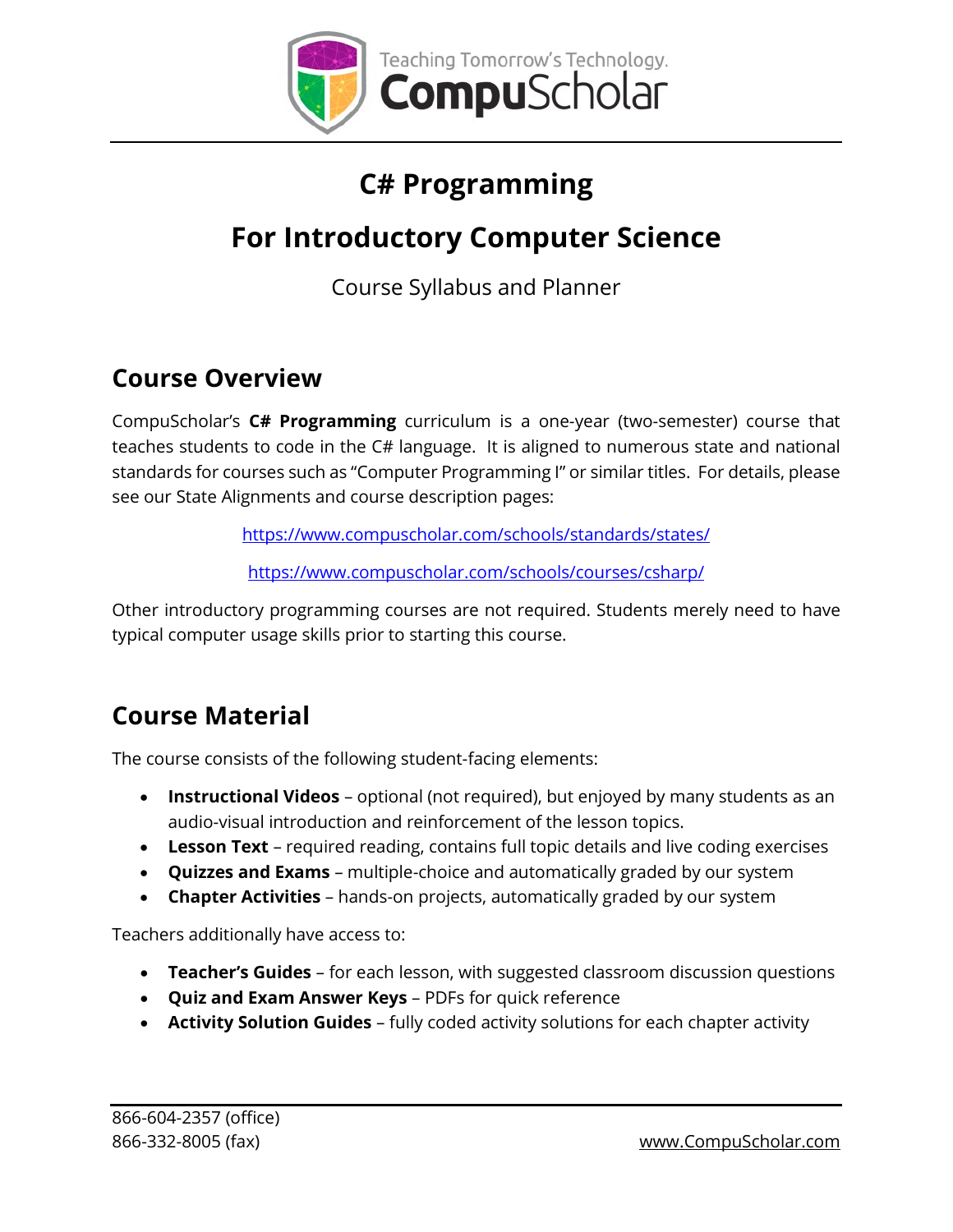Teaching Tomorrow's Technology.
**CompuScholar**

# C# Programming

# For Introductory Computer Science

Course Syllabus and Planner

## Course Overview

CompuScholar's **C# Programming** curriculum is a one-year (two-semester) course that teaches students to code in the C# language. It is aligned to numerous state and national standards for courses such as "Computer Programming I" or similar titles. For details, please see our State Alignments and course description pages:

https://www.compuscholar.com/schools/standards/states/

https://www.compuscholar.com/schools/courses/csharp/

Other introductory programming courses are not required. Students merely need to have typical computer usage skills prior to starting this course.

## Course Material

The course consists of the following student-facing elements:

- **Instructional Videos** – optional (not required), but enjoyed by many students as an audio-visual introduction and reinforcement of the lesson topics.
- **Lesson Text** – required reading, contains full topic details and live coding exercises
- **Quizzes and Exams** – multiple-choice and automatically graded by our system
- **Chapter Activities** – hands-on projects, automatically graded by our system

Teachers additionally have access to:

- **Teacher's Guides** – for each lesson, with suggested classroom discussion questions
- **Quiz and Exam Answer Keys** – PDFs for quick reference
- **Activity Solution Guides** – fully coded activity solutions for each chapter activity

866-604-2357 (office)
866-332-8005 (fax)
www.CompuScholar.com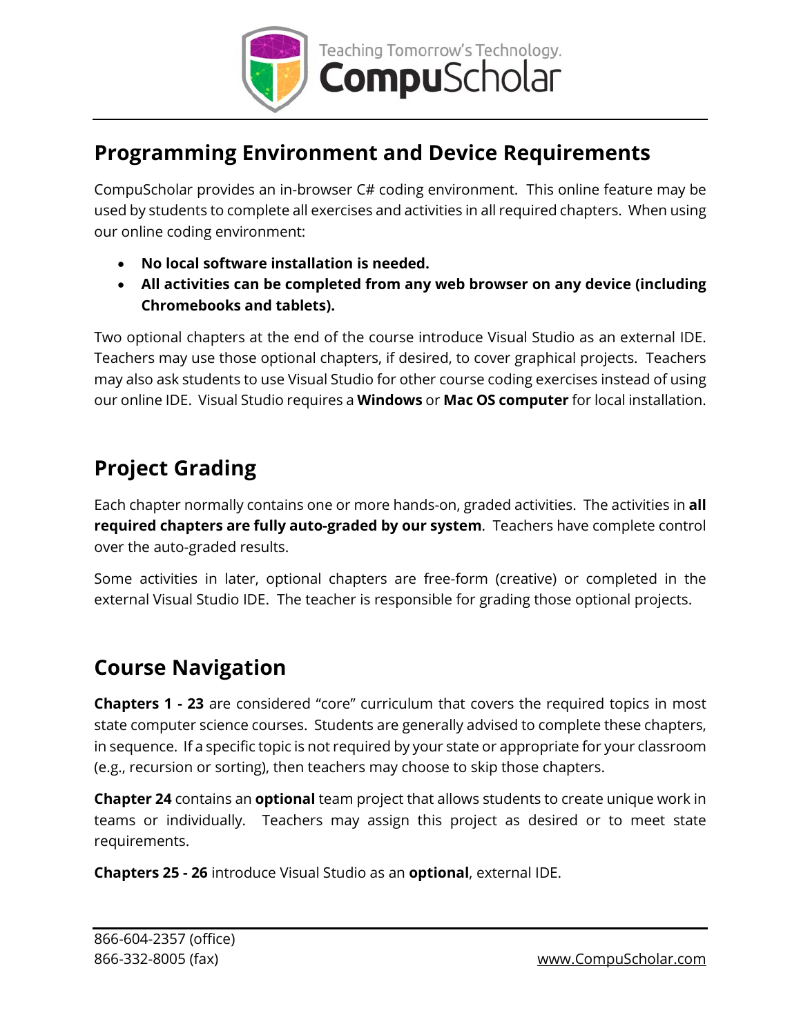## Programming Environment and Device Requirements

CompuScholar provides an in-browser C# coding environment. This online feature may be used by students to complete all exercises and activities in all required chapters. When using our online coding environment:

- **No local software installation is needed.**
- **All activities can be completed from any web browser on any device (including Chromebooks and tablets).**

Two optional chapters at the end of the course introduce Visual Studio as an external IDE. Teachers may use those optional chapters, if desired, to cover graphical projects. Teachers may also ask students to use Visual Studio for other course coding exercises instead of using our online IDE. Visual Studio requires a **Windows** or **Mac OS computer** for local installation.

## Project Grading

Each chapter normally contains one or more hands-on, graded activities. The activities in **all required chapters are fully auto-graded by our system**. Teachers have complete control over the auto-graded results.

Some activities in later, optional chapters are free-form (creative) or completed in the external Visual Studio IDE. The teacher is responsible for grading those optional projects.

## Course Navigation

**Chapters 1 - 23** are considered "core" curriculum that covers the required topics in most state computer science courses. Students are generally advised to complete these chapters, in sequence. If a specific topic is not required by your state or appropriate for your classroom (e.g., recursion or sorting), then teachers may choose to skip those chapters.

**Chapter 24** contains an **optional** team project that allows students to create unique work in teams or individually. Teachers may assign this project as desired or to meet state requirements.

**Chapters 25 - 26** introduce Visual Studio as an **optional**, external IDE.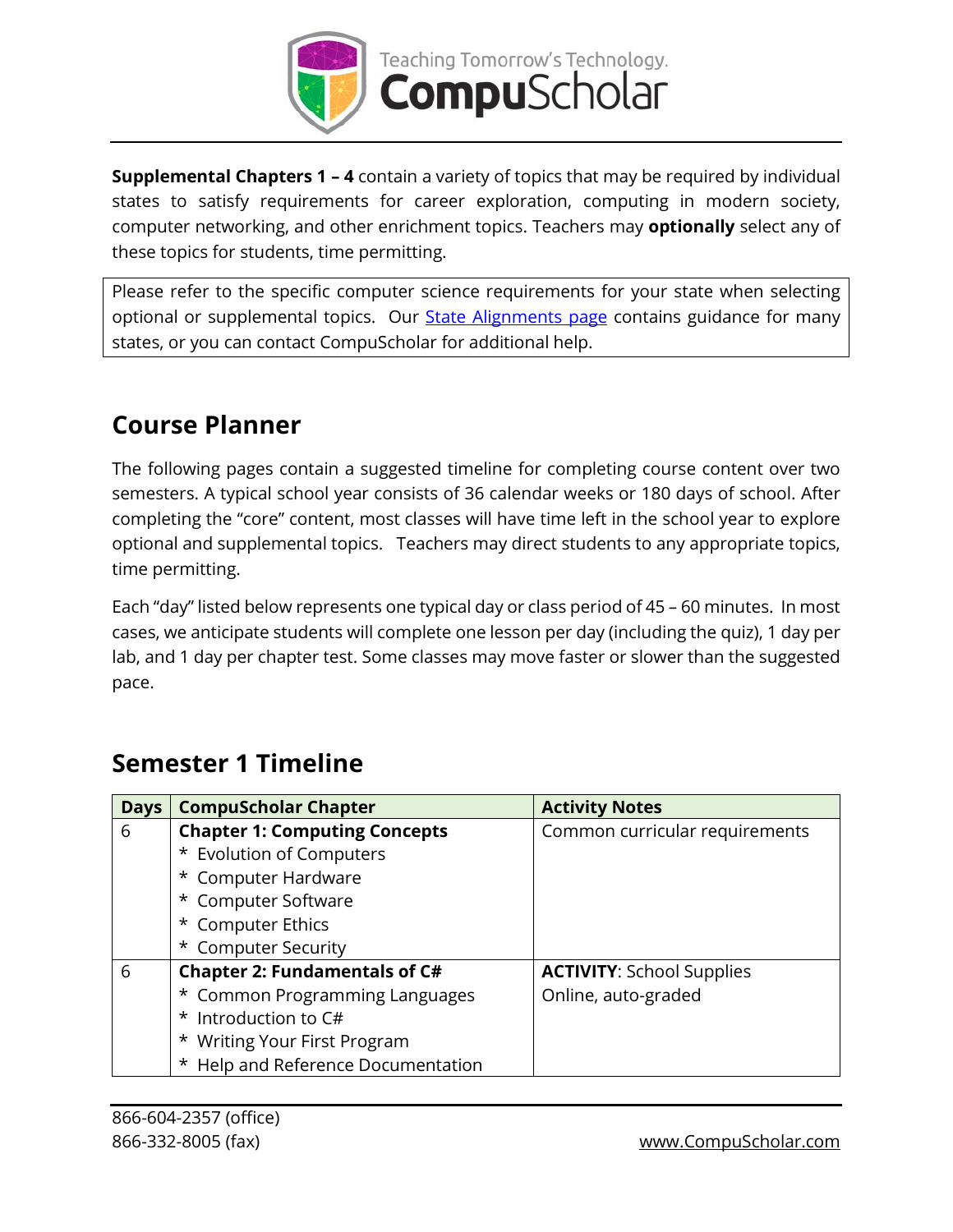**Supplemental Chapters 1 – 4** contain a variety of topics that may be required by individual states to satisfy requirements for career exploration, computing in modern society, computer networking, and other enrichment topics. Teachers may **optionally** select any of these topics for students, time permitting.

Please refer to the specific computer science requirements for your state when selecting optional or supplemental topics. Our [State Alignments page](State Alignments page) contains guidance for many states, or you can contact CompuScholar for additional help.

## Course Planner

The following pages contain a suggested timeline for completing course content over two semesters. A typical school year consists of 36 calendar weeks or 180 days of school. After completing the "core" content, most classes will have time left in the school year to explore optional and supplemental topics. Teachers may direct students to any appropriate topics, time permitting.

Each "day" listed below represents one typical day or class period of 45 – 60 minutes. In most cases, we anticipate students will complete one lesson per day (including the quiz), 1 day per lab, and 1 day per chapter test. Some classes may move faster or slower than the suggested pace.

## Semester 1 Timeline

| Days | CompuScholar Chapter | Activity Notes |
|---|---|---|
| 6 | **Chapter 1: Computing Concepts**<br>* Evolution of Computers<br>* Computer Hardware<br>* Computer Software<br>* Computer Ethics<br>* Computer Security | Common curricular requirements |
| 6 | **Chapter 2: Fundamentals of C#**<br>* Common Programming Languages<br>* Introduction to C#<br>* Writing Your First Program<br>* Help and Reference Documentation | **ACTIVITY**: School Supplies<br>Online, auto-graded |

866-604-2357 (office)
866-332-8005 (fax)
www.CompuScholar.com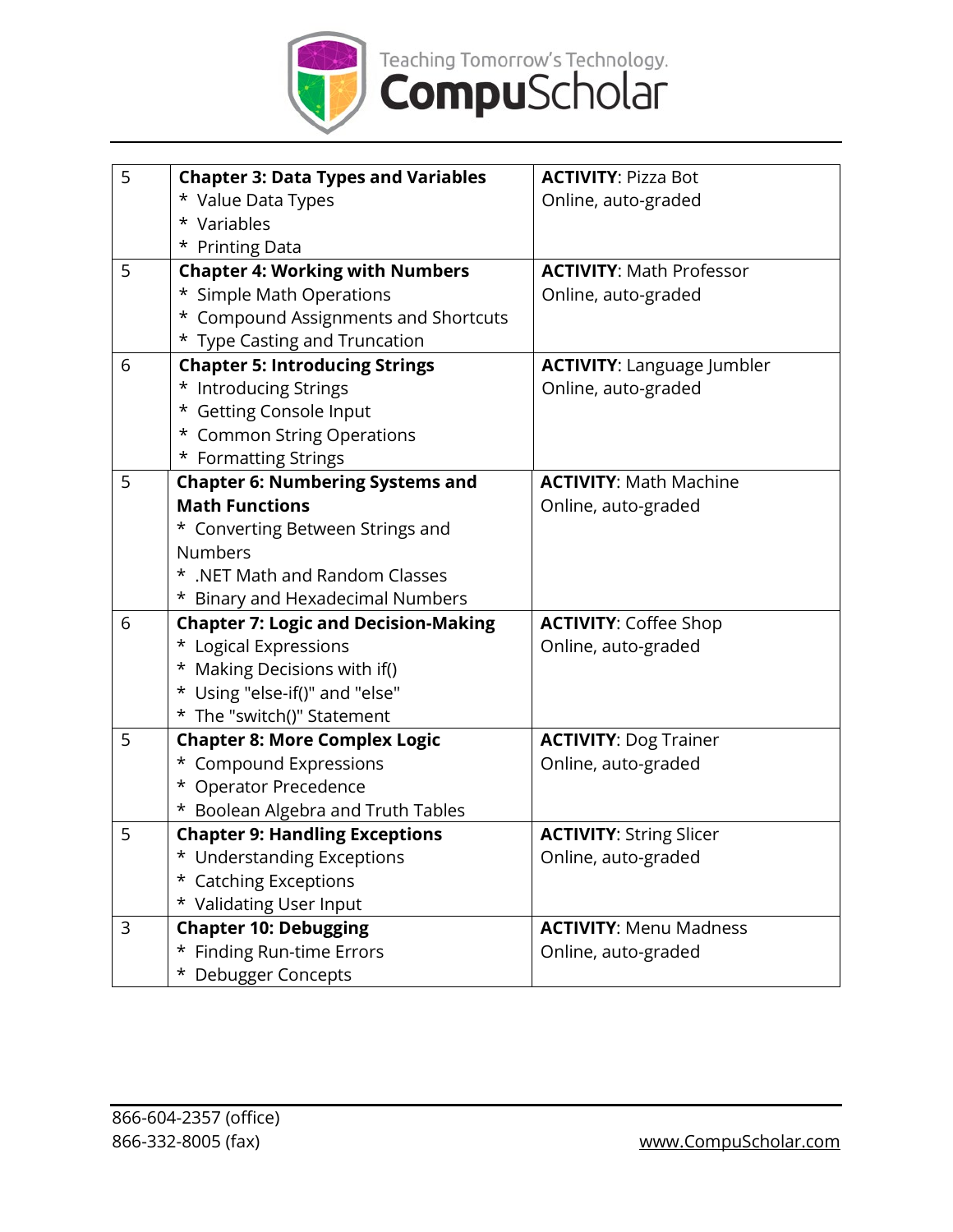| | | |
|---|---|---|
| 5 | **Chapter 3: Data Types and Variables**<br>* Value Data Types<br>* Variables<br>* Printing Data | **ACTIVITY**: Pizza Bot<br>Online, auto-graded |
| 5 | **Chapter 4: Working with Numbers**<br>* Simple Math Operations<br>* Compound Assignments and Shortcuts<br>* Type Casting and Truncation | **ACTIVITY**: Math Professor<br>Online, auto-graded |
| 6 | **Chapter 5: Introducing Strings**<br>* Introducing Strings<br>* Getting Console Input<br>* Common String Operations<br>* Formatting Strings | **ACTIVITY**: Language Jumbler<br>Online, auto-graded |
| 5 | **Chapter 6: Numbering Systems and Math Functions**<br>* Converting Between Strings and Numbers<br>* .NET Math and Random Classes<br>* Binary and Hexadecimal Numbers | **ACTIVITY**: Math Machine<br>Online, auto-graded |
| 6 | **Chapter 7: Logic and Decision-Making**<br>* Logical Expressions<br>* Making Decisions with if()<br>* Using "else-if()" and "else"<br>* The "switch()" Statement | **ACTIVITY**: Coffee Shop<br>Online, auto-graded |
| 5 | **Chapter 8: More Complex Logic**<br>* Compound Expressions<br>* Operator Precedence<br>* Boolean Algebra and Truth Tables | **ACTIVITY**: Dog Trainer<br>Online, auto-graded |
| 5 | **Chapter 9: Handling Exceptions**<br>* Understanding Exceptions<br>* Catching Exceptions<br>* Validating User Input | **ACTIVITY**: String Slicer<br>Online, auto-graded |
| 3 | **Chapter 10: Debugging**<br>* Finding Run-time Errors<br>* Debugger Concepts | **ACTIVITY**: Menu Madness<br>Online, auto-graded |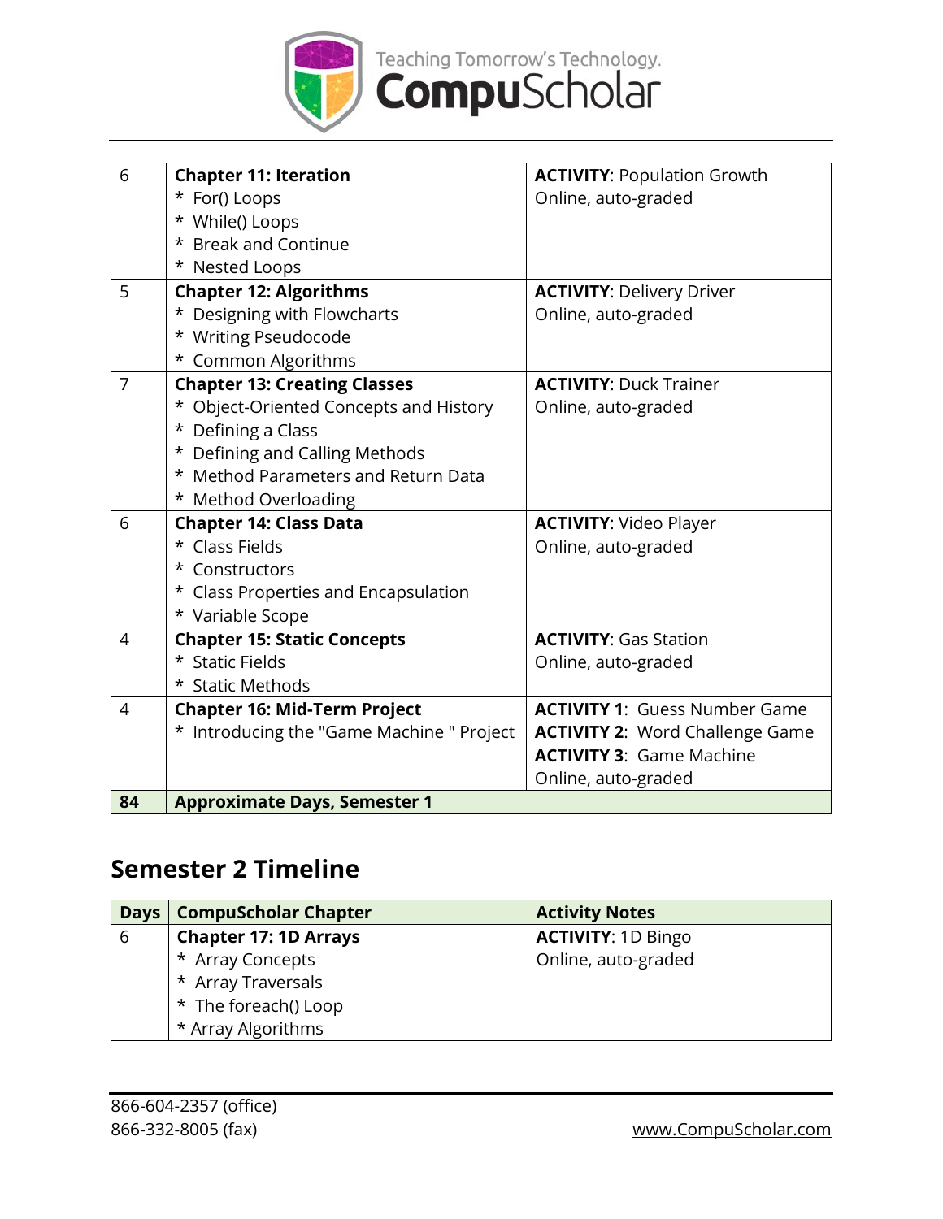| | | |
|---|---|---|
| 6 | **Chapter 11: Iteration**<br>* For() Loops<br>* While() Loops<br>* Break and Continue<br>* Nested Loops | **ACTIVITY**: Population Growth<br>Online, auto-graded |
| 5 | **Chapter 12: Algorithms**<br>* Designing with Flowcharts<br>* Writing Pseudocode<br>* Common Algorithms | **ACTIVITY**: Delivery Driver<br>Online, auto-graded |
| 7 | **Chapter 13: Creating Classes**<br>* Object-Oriented Concepts and History<br>* Defining a Class<br>* Defining and Calling Methods<br>* Method Parameters and Return Data<br>* Method Overloading | **ACTIVITY**: Duck Trainer<br>Online, auto-graded |
| 6 | **Chapter 14: Class Data**<br>* Class Fields<br>* Constructors<br>* Class Properties and Encapsulation<br>* Variable Scope | **ACTIVITY**: Video Player<br>Online, auto-graded |
| 4 | **Chapter 15: Static Concepts**<br>* Static Fields<br>* Static Methods | **ACTIVITY**: Gas Station<br>Online, auto-graded |
| 4 | **Chapter 16: Mid-Term Project**<br>* Introducing the "Game Machine " Project | **ACTIVITY 1**: Guess Number Game<br>**ACTIVITY 2**: Word Challenge Game<br>**ACTIVITY 3**: Game Machine<br>Online, auto-graded |
| **84** | **Approximate Days, Semester 1** | |

## Semester 2 Timeline

| Days | CompuScholar Chapter | Activity Notes |
|---|---|---|
| 6 | **Chapter 17: 1D Arrays**<br>* Array Concepts<br>* Array Traversals<br>* The foreach() Loop<br>* Array Algorithms | **ACTIVITY**: 1D Bingo<br>Online, auto-graded |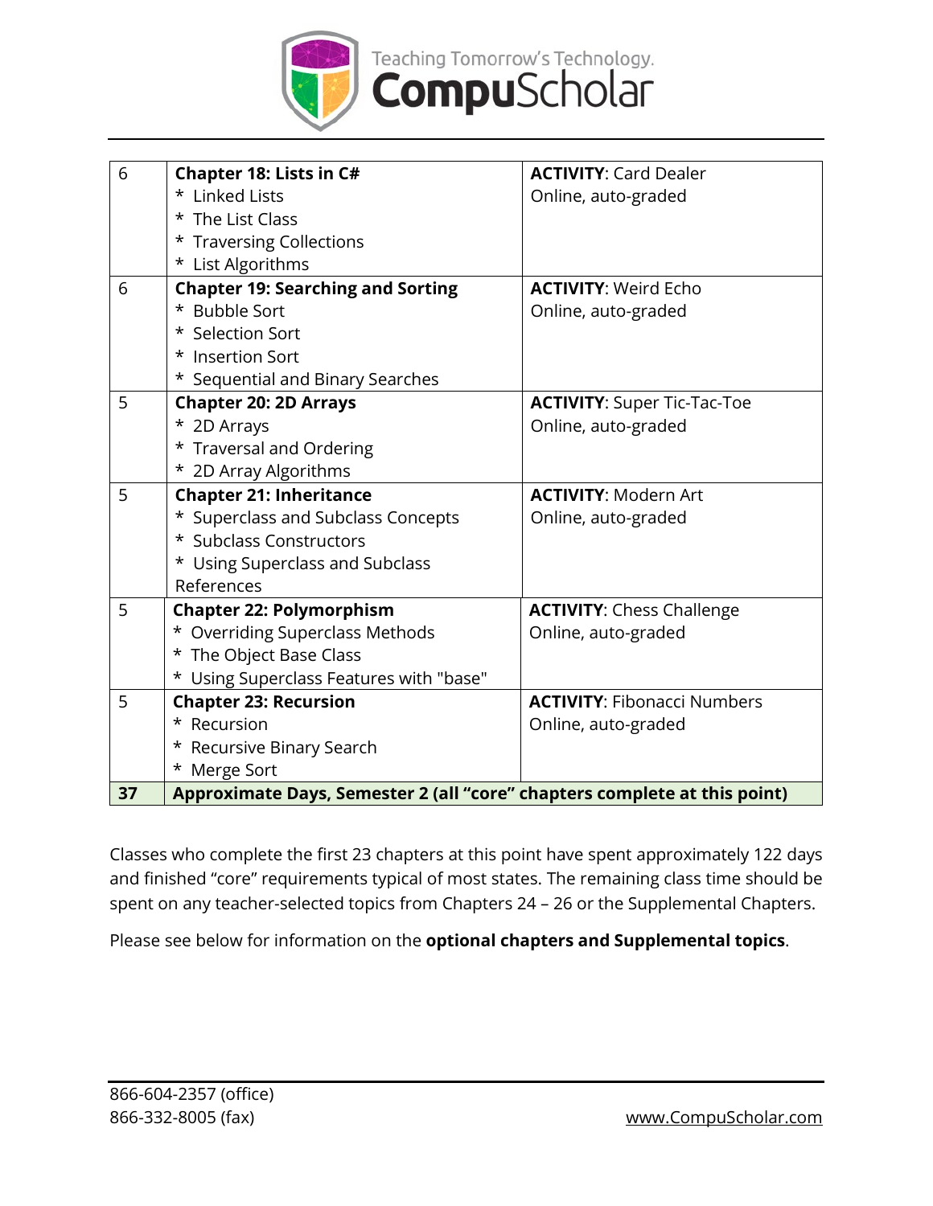| 6 | **Chapter 18: Lists in C#**<br>* Linked Lists<br>* The List Class<br>* Traversing Collections<br>* List Algorithms | **ACTIVITY**: Card Dealer<br>Online, auto-graded |
|---|---|---|
| 6 | **Chapter 19: Searching and Sorting**<br>* Bubble Sort<br>* Selection Sort<br>* Insertion Sort<br>* Sequential and Binary Searches | **ACTIVITY**: Weird Echo<br>Online, auto-graded |
| 5 | **Chapter 20: 2D Arrays**<br>* 2D Arrays<br>* Traversal and Ordering<br>* 2D Array Algorithms | **ACTIVITY**: Super Tic-Tac-Toe<br>Online, auto-graded |
| 5 | **Chapter 21: Inheritance**<br>* Superclass and Subclass Concepts<br>* Subclass Constructors<br>* Using Superclass and Subclass References | **ACTIVITY**: Modern Art<br>Online, auto-graded |
| 5 | **Chapter 22: Polymorphism**<br>* Overriding Superclass Methods<br>* The Object Base Class<br>* Using Superclass Features with "base" | **ACTIVITY**: Chess Challenge<br>Online, auto-graded |
| 5 | **Chapter 23: Recursion**<br>* Recursion<br>* Recursive Binary Search<br>* Merge Sort | **ACTIVITY**: Fibonacci Numbers<br>Online, auto-graded |
| **37** | **Approximate Days, Semester 2 (all "core" chapters complete at this point)** | |

Classes who complete the first 23 chapters at this point have spent approximately 122 days and finished "core" requirements typical of most states. The remaining class time should be spent on any teacher-selected topics from Chapters 24 – 26 or the Supplemental Chapters.

Please see below for information on the **optional chapters and Supplemental topics**.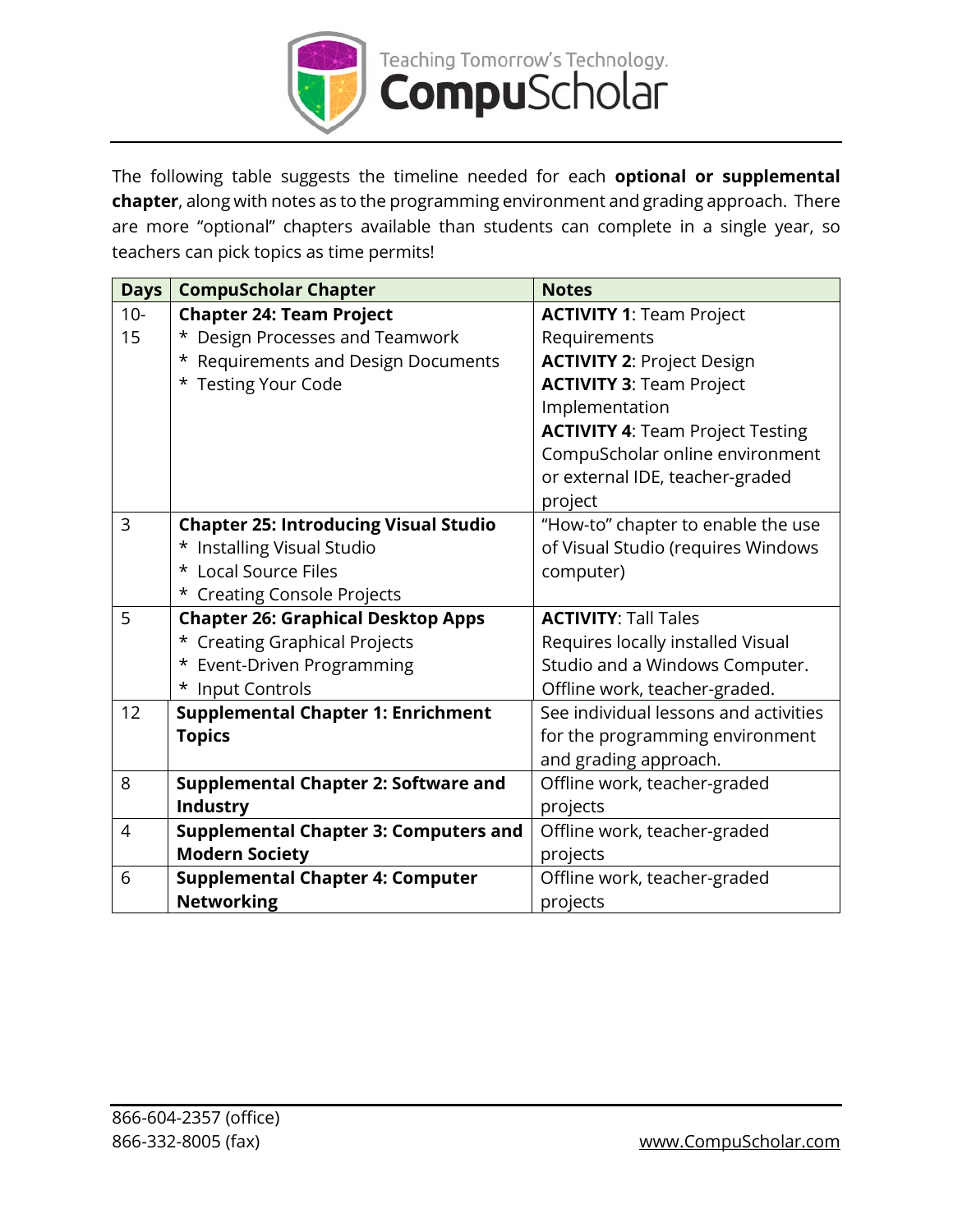Teaching Tomorrow's Technology.
**CompuScholar**

The following table suggests the timeline needed for each **optional or supplemental chapter**, along with notes as to the programming environment and grading approach. There are more "optional" chapters available than students can complete in a single year, so teachers can pick topics as time permits!

| Days | CompuScholar Chapter | Notes |
|---|---|---|
| 10-15 | **Chapter 24: Team Project**<br>* Design Processes and Teamwork<br>* Requirements and Design Documents<br>* Testing Your Code | **ACTIVITY 1**: Team Project Requirements<br>**ACTIVITY 2**: Project Design<br>**ACTIVITY 3**: Team Project Implementation<br>**ACTIVITY 4**: Team Project Testing<br>CompuScholar online environment or external IDE, teacher-graded project |
| 3 | **Chapter 25: Introducing Visual Studio**<br>* Installing Visual Studio<br>* Local Source Files<br>* Creating Console Projects | "How-to" chapter to enable the use of Visual Studio (requires Windows computer) |
| 5 | **Chapter 26: Graphical Desktop Apps**<br>* Creating Graphical Projects<br>* Event-Driven Programming<br>* Input Controls | **ACTIVITY**: Tall Tales<br>Requires locally installed Visual Studio and a Windows Computer. Offline work, teacher-graded. |
| 12 | **Supplemental Chapter 1: Enrichment Topics** | See individual lessons and activities for the programming environment and grading approach. |
| 8 | **Supplemental Chapter 2: Software and Industry** | Offline work, teacher-graded projects |
| 4 | **Supplemental Chapter 3: Computers and Modern Society** | Offline work, teacher-graded projects |
| 6 | **Supplemental Chapter 4: Computer Networking** | Offline work, teacher-graded projects |

866-604-2357 (office)
866-332-8005 (fax)
www.CompuScholar.com